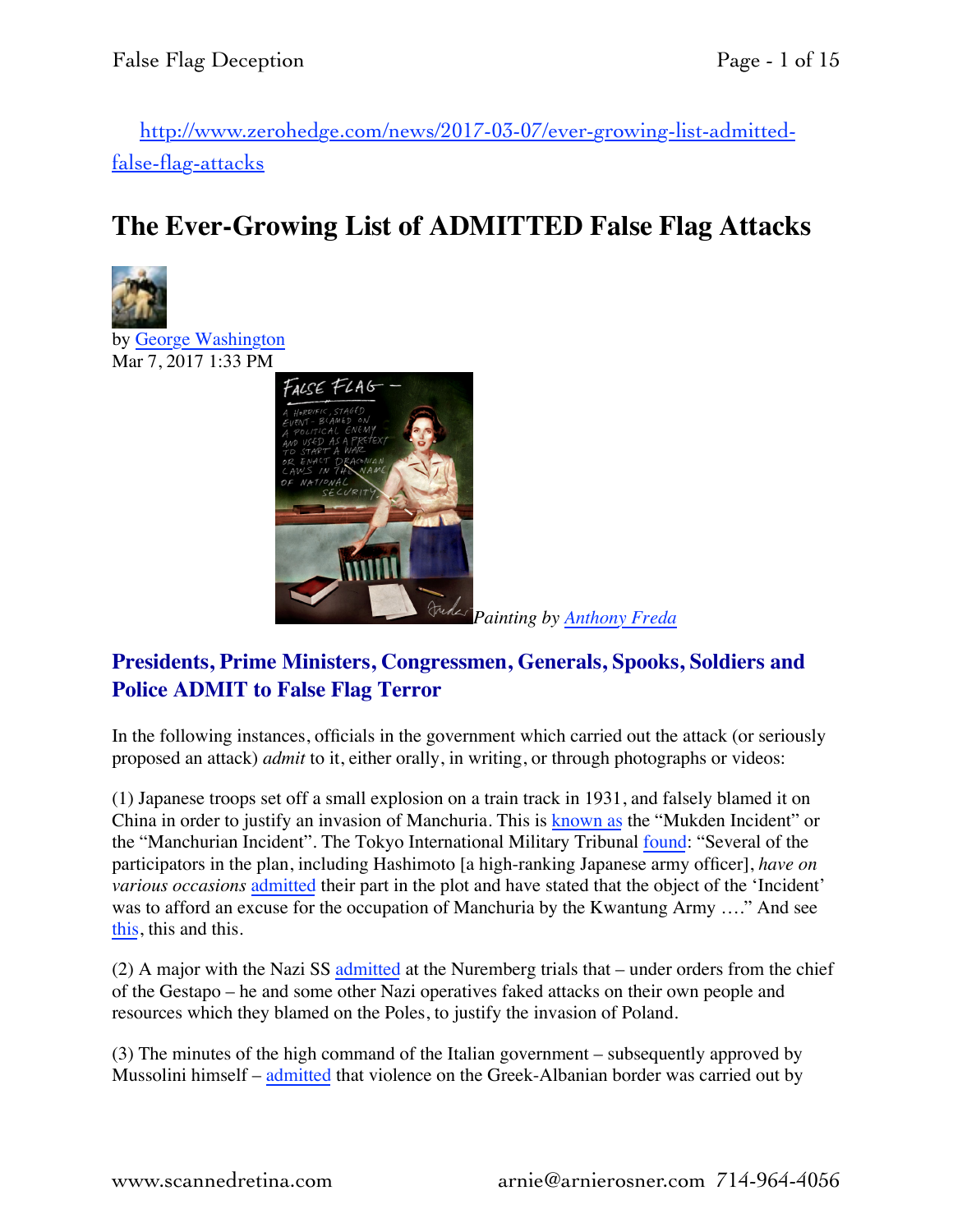http://www.zerohedge.com/news/2017-03-07/ever-growing-list-admitted-false-flag-attacks

# The Ever-Growing List of ADMITTED False Flag Attacks

by George Washington
Mar 7, 2017 1:33 PM

*Painting by Anthony Freda*

## Presidents, Prime Ministers, Congressmen, Generals, Spooks, Soldiers and Police ADMIT to False Flag Terror

In the following instances, officials in the government which carried out the attack (or seriously proposed an attack) *admit* to it, either orally, in writing, or through photographs or videos:

(1) Japanese troops set off a small explosion on a train track in 1931, and falsely blamed it on China in order to justify an invasion of Manchuria. This is known as the "Mukden Incident" or the "Manchurian Incident". The Tokyo International Military Tribunal found: "Several of the participators in the plan, including Hashimoto [a high-ranking Japanese army officer], *have on various occasions* admitted their part in the plot and have stated that the object of the 'Incident' was to afford an excuse for the occupation of Manchuria by the Kwantung Army …." And see this, this and this.

(2) A major with the Nazi SS admitted at the Nuremberg trials that – under orders from the chief of the Gestapo – he and some other Nazi operatives faked attacks on their own people and resources which they blamed on the Poles, to justify the invasion of Poland.

(3) The minutes of the high command of the Italian government – subsequently approved by Mussolini himself – admitted that violence on the Greek-Albanian border was carried out by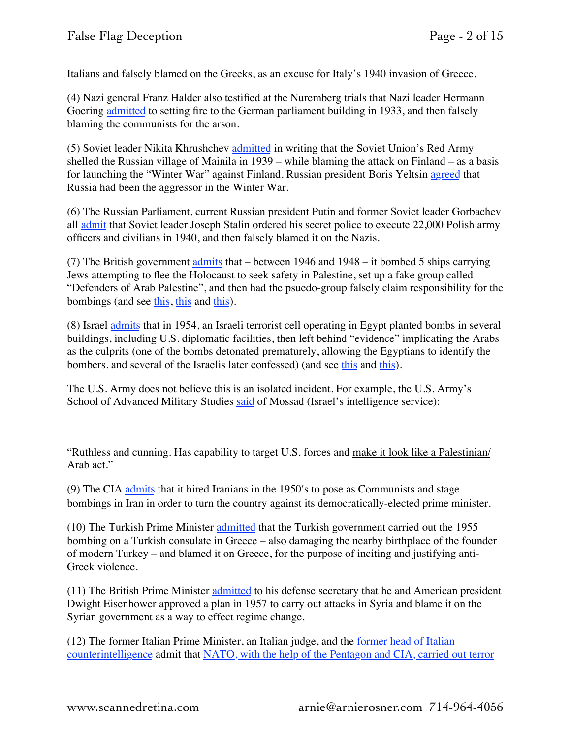Italians and falsely blamed on the Greeks, as an excuse for Italy's 1940 invasion of Greece.

(4) Nazi general Franz Halder also testified at the Nuremberg trials that Nazi leader Hermann Goering admitted to setting fire to the German parliament building in 1933, and then falsely blaming the communists for the arson.

(5) Soviet leader Nikita Khrushchev admitted in writing that the Soviet Union's Red Army shelled the Russian village of Mainila in 1939 – while blaming the attack on Finland – as a basis for launching the "Winter War" against Finland. Russian president Boris Yeltsin agreed that Russia had been the aggressor in the Winter War.

(6) The Russian Parliament, current Russian president Putin and former Soviet leader Gorbachev all admit that Soviet leader Joseph Stalin ordered his secret police to execute 22,000 Polish army officers and civilians in 1940, and then falsely blamed it on the Nazis.

(7) The British government admits that – between 1946 and 1948 – it bombed 5 ships carrying Jews attempting to flee the Holocaust to seek safety in Palestine, set up a fake group called "Defenders of Arab Palestine", and then had the psuedo-group falsely claim responsibility for the bombings (and see this, this and this).

(8) Israel admits that in 1954, an Israeli terrorist cell operating in Egypt planted bombs in several buildings, including U.S. diplomatic facilities, then left behind "evidence" implicating the Arabs as the culprits (one of the bombs detonated prematurely, allowing the Egyptians to identify the bombers, and several of the Israelis later confessed) (and see this and this).

The U.S. Army does not believe this is an isolated incident. For example, the U.S. Army's School of Advanced Military Studies said of Mossad (Israel's intelligence service):

"Ruthless and cunning. Has capability to target U.S. forces and make it look like a Palestinian/ Arab act."

(9) The CIA admits that it hired Iranians in the 1950′s to pose as Communists and stage bombings in Iran in order to turn the country against its democratically-elected prime minister.

(10) The Turkish Prime Minister admitted that the Turkish government carried out the 1955 bombing on a Turkish consulate in Greece – also damaging the nearby birthplace of the founder of modern Turkey – and blamed it on Greece, for the purpose of inciting and justifying anti-Greek violence.

(11) The British Prime Minister admitted to his defense secretary that he and American president Dwight Eisenhower approved a plan in 1957 to carry out attacks in Syria and blame it on the Syrian government as a way to effect regime change.

(12) The former Italian Prime Minister, an Italian judge, and the former head of Italian counterintelligence admit that NATO, with the help of the Pentagon and CIA, carried out terror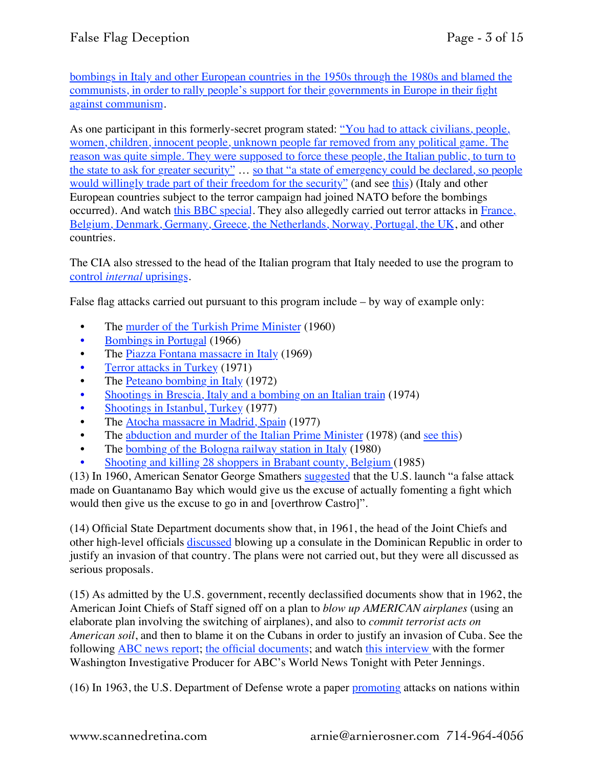bombings in Italy and other European countries in the 1950s through the 1980s and blamed the communists, in order to rally people's support for their governments in Europe in their fight against communism.

As one participant in this formerly-secret program stated: "You had to attack civilians, people, women, children, innocent people, unknown people far removed from any political game. The reason was quite simple. They were supposed to force these people, the Italian public, to turn to the state to ask for greater security" … so that "a state of emergency could be declared, so people would willingly trade part of their freedom for the security" (and see this) (Italy and other European countries subject to the terror campaign had joined NATO before the bombings occurred). And watch this BBC special. They also allegedly carried out terror attacks in France, Belgium, Denmark, Germany, Greece, the Netherlands, Norway, Portugal, the UK, and other countries.

The CIA also stressed to the head of the Italian program that Italy needed to use the program to control *internal* uprisings.

False flag attacks carried out pursuant to this program include – by way of example only:

- The murder of the Turkish Prime Minister (1960)
- Bombings in Portugal (1966)
- The Piazza Fontana massacre in Italy (1969)
- Terror attacks in Turkey (1971)
- The Peteano bombing in Italy (1972)
- Shootings in Brescia, Italy and a bombing on an Italian train (1974)
- Shootings in Istanbul, Turkey (1977)
- The Atocha massacre in Madrid, Spain (1977)
- The abduction and murder of the Italian Prime Minister (1978) (and see this)
- The bombing of the Bologna railway station in Italy (1980)
- Shooting and killing 28 shoppers in Brabant county, Belgium (1985)

(13) In 1960, American Senator George Smathers suggested that the U.S. launch "a false attack made on Guantanamo Bay which would give us the excuse of actually fomenting a fight which would then give us the excuse to go in and [overthrow Castro]".

(14) Official State Department documents show that, in 1961, the head of the Joint Chiefs and other high-level officials discussed blowing up a consulate in the Dominican Republic in order to justify an invasion of that country. The plans were not carried out, but they were all discussed as serious proposals.

(15) As admitted by the U.S. government, recently declassified documents show that in 1962, the American Joint Chiefs of Staff signed off on a plan to *blow up AMERICAN airplanes* (using an elaborate plan involving the switching of airplanes), and also to *commit terrorist acts on American soil*, and then to blame it on the Cubans in order to justify an invasion of Cuba. See the following ABC news report; the official documents; and watch this interview with the former Washington Investigative Producer for ABC's World News Tonight with Peter Jennings.

(16) In 1963, the U.S. Department of Defense wrote a paper promoting attacks on nations within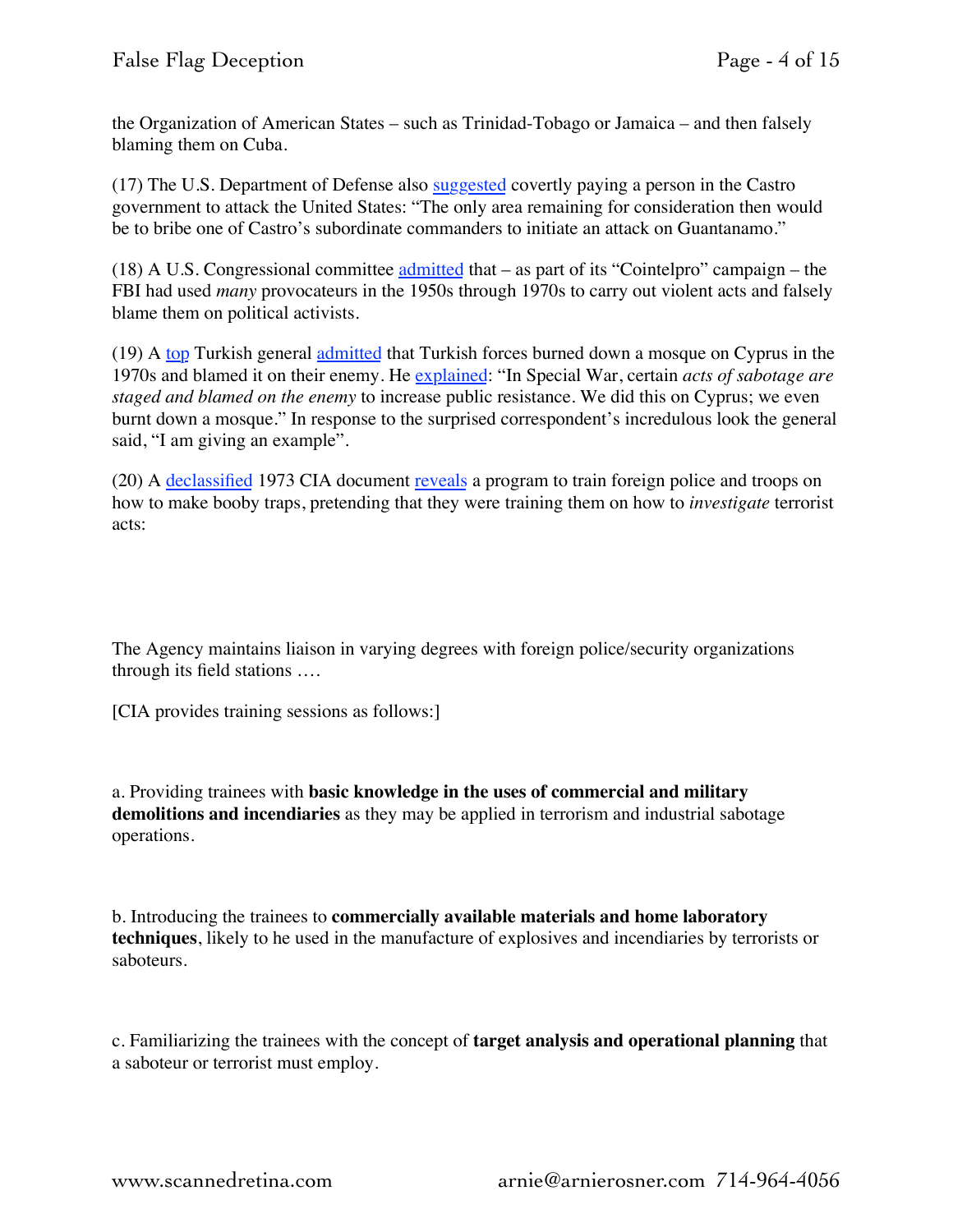the Organization of American States – such as Trinidad-Tobago or Jamaica – and then falsely blaming them on Cuba.

(17) The U.S. Department of Defense also suggested covertly paying a person in the Castro government to attack the United States: "The only area remaining for consideration then would be to bribe one of Castro's subordinate commanders to initiate an attack on Guantanamo."

(18) A U.S. Congressional committee admitted that – as part of its "Cointelpro" campaign – the FBI had used *many* provocateurs in the 1950s through 1970s to carry out violent acts and falsely blame them on political activists.

(19) A top Turkish general admitted that Turkish forces burned down a mosque on Cyprus in the 1970s and blamed it on their enemy. He explained: "In Special War, certain *acts of sabotage are staged and blamed on the enemy* to increase public resistance. We did this on Cyprus; we even burnt down a mosque." In response to the surprised correspondent's incredulous look the general said, "I am giving an example".

(20) A declassified 1973 CIA document reveals a program to train foreign police and troops on how to make booby traps, pretending that they were training them on how to *investigate* terrorist acts:

The Agency maintains liaison in varying degrees with foreign police/security organizations through its field stations ….

[CIA provides training sessions as follows:]

a. Providing trainees with **basic knowledge in the uses of commercial and military demolitions and incendiaries** as they may be applied in terrorism and industrial sabotage operations.

b. Introducing the trainees to **commercially available materials and home laboratory techniques**, likely to he used in the manufacture of explosives and incendiaries by terrorists or saboteurs.

c. Familiarizing the trainees with the concept of **target analysis and operational planning** that a saboteur or terrorist must employ.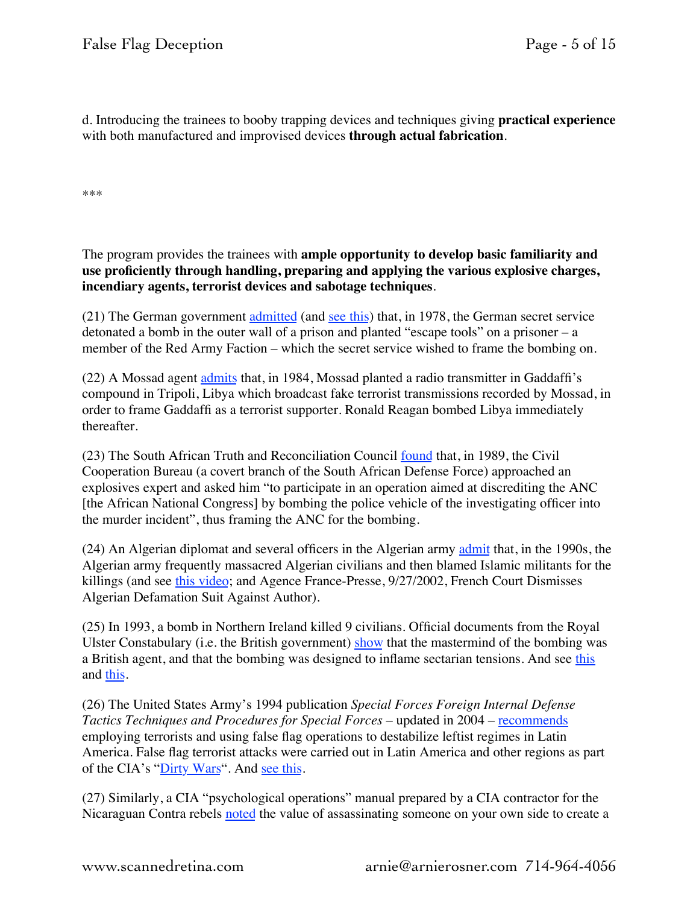d. Introducing the trainees to booby trapping devices and techniques giving **practical experience** with both manufactured and improvised devices **through actual fabrication**.

***

The program provides the trainees with **ample opportunity to develop basic familiarity and use proficiently through handling, preparing and applying the various explosive charges, incendiary agents, terrorist devices and sabotage techniques**.

(21) The German government admitted (and see this) that, in 1978, the German secret service detonated a bomb in the outer wall of a prison and planted "escape tools" on a prisoner – a member of the Red Army Faction – which the secret service wished to frame the bombing on.

(22) A Mossad agent admits that, in 1984, Mossad planted a radio transmitter in Gaddaffi's compound in Tripoli, Libya which broadcast fake terrorist transmissions recorded by Mossad, in order to frame Gaddaffi as a terrorist supporter. Ronald Reagan bombed Libya immediately thereafter.

(23) The South African Truth and Reconciliation Council found that, in 1989, the Civil Cooperation Bureau (a covert branch of the South African Defense Force) approached an explosives expert and asked him "to participate in an operation aimed at discrediting the ANC [the African National Congress] by bombing the police vehicle of the investigating officer into the murder incident", thus framing the ANC for the bombing.

(24) An Algerian diplomat and several officers in the Algerian army admit that, in the 1990s, the Algerian army frequently massacred Algerian civilians and then blamed Islamic militants for the killings (and see this video; and Agence France-Presse, 9/27/2002, French Court Dismisses Algerian Defamation Suit Against Author).

(25) In 1993, a bomb in Northern Ireland killed 9 civilians. Official documents from the Royal Ulster Constabulary (i.e. the British government) show that the mastermind of the bombing was a British agent, and that the bombing was designed to inflame sectarian tensions. And see this and this.

(26) The United States Army's 1994 publication *Special Forces Foreign Internal Defense Tactics Techniques and Procedures for Special Forces* – updated in 2004 – recommends employing terrorists and using false flag operations to destabilize leftist regimes in Latin America. False flag terrorist attacks were carried out in Latin America and other regions as part of the CIA's "Dirty Wars". And see this.

(27) Similarly, a CIA "psychological operations" manual prepared by a CIA contractor for the Nicaraguan Contra rebels noted the value of assassinating someone on your own side to create a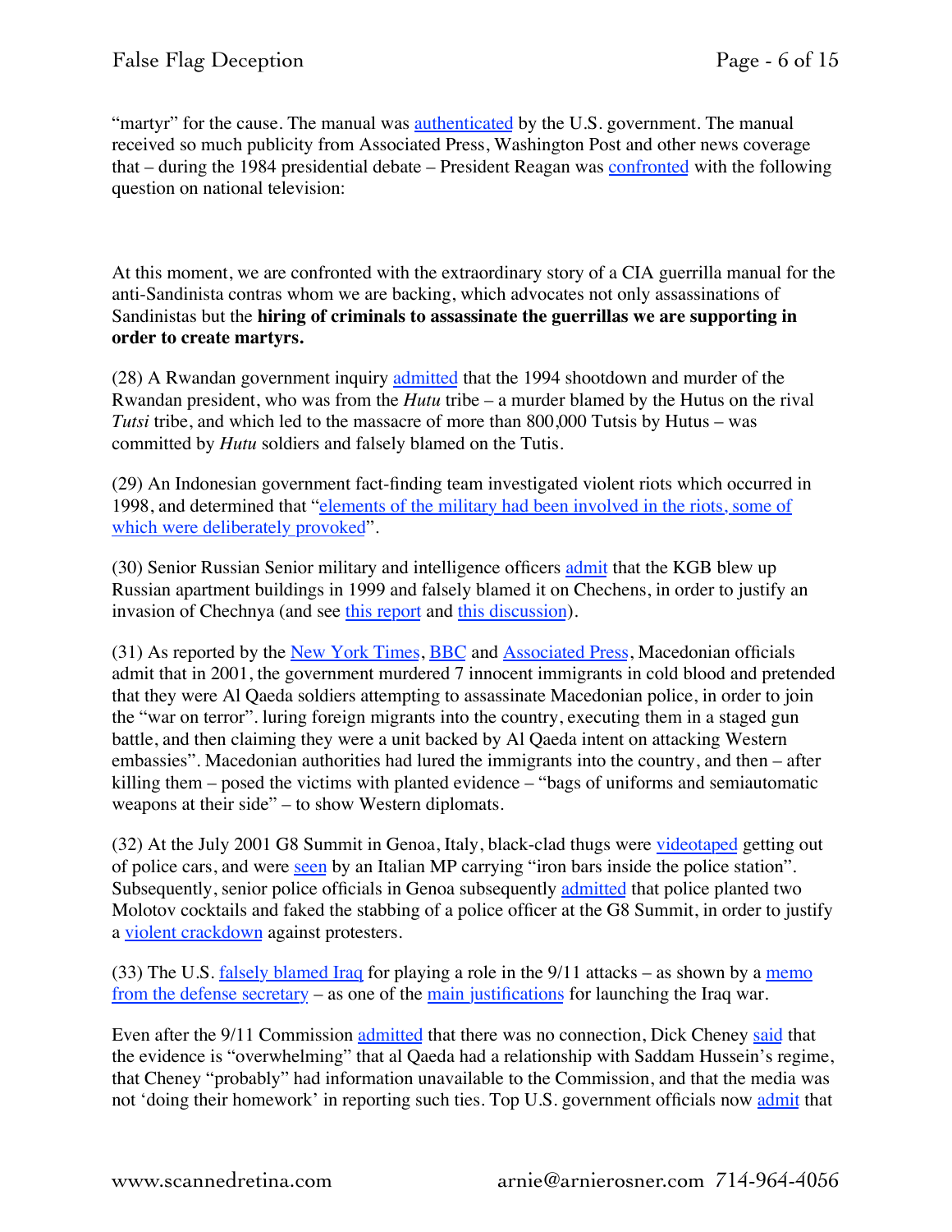"martyr" for the cause. The manual was authenticated by the U.S. government. The manual received so much publicity from Associated Press, Washington Post and other news coverage that – during the 1984 presidential debate – President Reagan was confronted with the following question on national television:

At this moment, we are confronted with the extraordinary story of a CIA guerrilla manual for the anti-Sandinista contras whom we are backing, which advocates not only assassinations of Sandinistas but the **hiring of criminals to assassinate the guerrillas we are supporting in order to create martyrs.**

(28) A Rwandan government inquiry admitted that the 1994 shootdown and murder of the Rwandan president, who was from the *Hutu* tribe – a murder blamed by the Hutus on the rival *Tutsi* tribe, and which led to the massacre of more than 800,000 Tutsis by Hutus – was committed by *Hutu* soldiers and falsely blamed on the Tutis.

(29) An Indonesian government fact-finding team investigated violent riots which occurred in 1998, and determined that "elements of the military had been involved in the riots, some of which were deliberately provoked".

(30) Senior Russian Senior military and intelligence officers admit that the KGB blew up Russian apartment buildings in 1999 and falsely blamed it on Chechens, in order to justify an invasion of Chechnya (and see this report and this discussion).

(31) As reported by the New York Times, BBC and Associated Press, Macedonian officials admit that in 2001, the government murdered 7 innocent immigrants in cold blood and pretended that they were Al Qaeda soldiers attempting to assassinate Macedonian police, in order to join the "war on terror". luring foreign migrants into the country, executing them in a staged gun battle, and then claiming they were a unit backed by Al Qaeda intent on attacking Western embassies". Macedonian authorities had lured the immigrants into the country, and then – after killing them – posed the victims with planted evidence – "bags of uniforms and semiautomatic weapons at their side" – to show Western diplomats.

(32) At the July 2001 G8 Summit in Genoa, Italy, black-clad thugs were videotaped getting out of police cars, and were seen by an Italian MP carrying "iron bars inside the police station". Subsequently, senior police officials in Genoa subsequently admitted that police planted two Molotov cocktails and faked the stabbing of a police officer at the G8 Summit, in order to justify a violent crackdown against protesters.

(33) The U.S. falsely blamed Iraq for playing a role in the 9/11 attacks – as shown by a memo from the defense secretary – as one of the main justifications for launching the Iraq war.

Even after the 9/11 Commission admitted that there was no connection, Dick Cheney said that the evidence is "overwhelming" that al Qaeda had a relationship with Saddam Hussein's regime, that Cheney "probably" had information unavailable to the Commission, and that the media was not 'doing their homework' in reporting such ties. Top U.S. government officials now admit that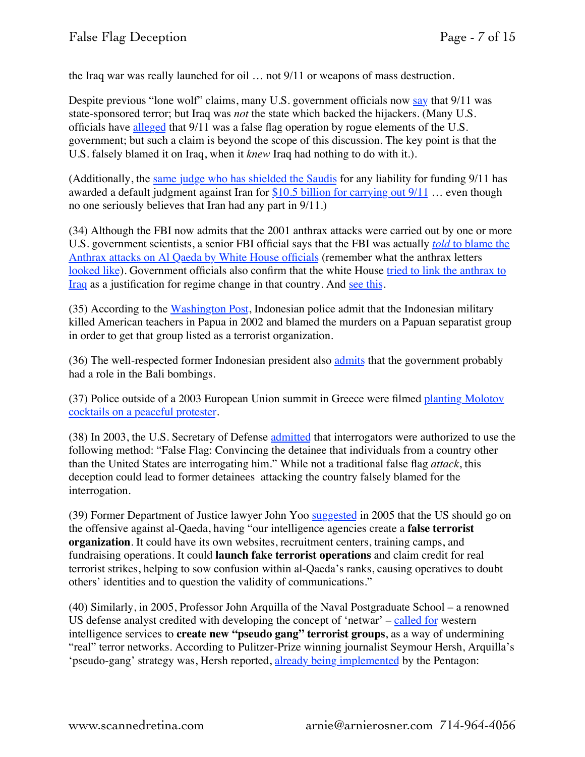the Iraq war was really launched for oil … not 9/11 or weapons of mass destruction.

Despite previous "lone wolf" claims, many U.S. government officials now say that 9/11 was state-sponsored terror; but Iraq was *not* the state which backed the hijackers. (Many U.S. officials have alleged that 9/11 was a false flag operation by rogue elements of the U.S. government; but such a claim is beyond the scope of this discussion. The key point is that the U.S. falsely blamed it on Iraq, when it *knew* Iraq had nothing to do with it.).

(Additionally, the same judge who has shielded the Saudis for any liability for funding 9/11 has awarded a default judgment against Iran for $10.5 billion for carrying out 9/11 … even though no one seriously believes that Iran had any part in 9/11.)

(34) Although the FBI now admits that the 2001 anthrax attacks were carried out by one or more U.S. government scientists, a senior FBI official says that the FBI was actually *told* to blame the Anthrax attacks on Al Qaeda by White House officials (remember what the anthrax letters looked like). Government officials also confirm that the white House tried to link the anthrax to Iraq as a justification for regime change in that country. And see this.

(35) According to the Washington Post, Indonesian police admit that the Indonesian military killed American teachers in Papua in 2002 and blamed the murders on a Papuan separatist group in order to get that group listed as a terrorist organization.

(36) The well-respected former Indonesian president also admits that the government probably had a role in the Bali bombings.

(37) Police outside of a 2003 European Union summit in Greece were filmed planting Molotov cocktails on a peaceful protester.

(38) In 2003, the U.S. Secretary of Defense admitted that interrogators were authorized to use the following method: "False Flag: Convincing the detainee that individuals from a country other than the United States are interrogating him." While not a traditional false flag *attack*, this deception could lead to former detainees attacking the country falsely blamed for the interrogation.

(39) Former Department of Justice lawyer John Yoo suggested in 2005 that the US should go on the offensive against al-Qaeda, having "our intelligence agencies create a **false terrorist organization**. It could have its own websites, recruitment centers, training camps, and fundraising operations. It could **launch fake terrorist operations** and claim credit for real terrorist strikes, helping to sow confusion within al-Qaeda's ranks, causing operatives to doubt others' identities and to question the validity of communications."

(40) Similarly, in 2005, Professor John Arquilla of the Naval Postgraduate School – a renowned US defense analyst credited with developing the concept of 'netwar' – called for western intelligence services to **create new "pseudo gang" terrorist groups**, as a way of undermining "real" terror networks. According to Pulitzer-Prize winning journalist Seymour Hersh, Arquilla's 'pseudo-gang' strategy was, Hersh reported, already being implemented by the Pentagon: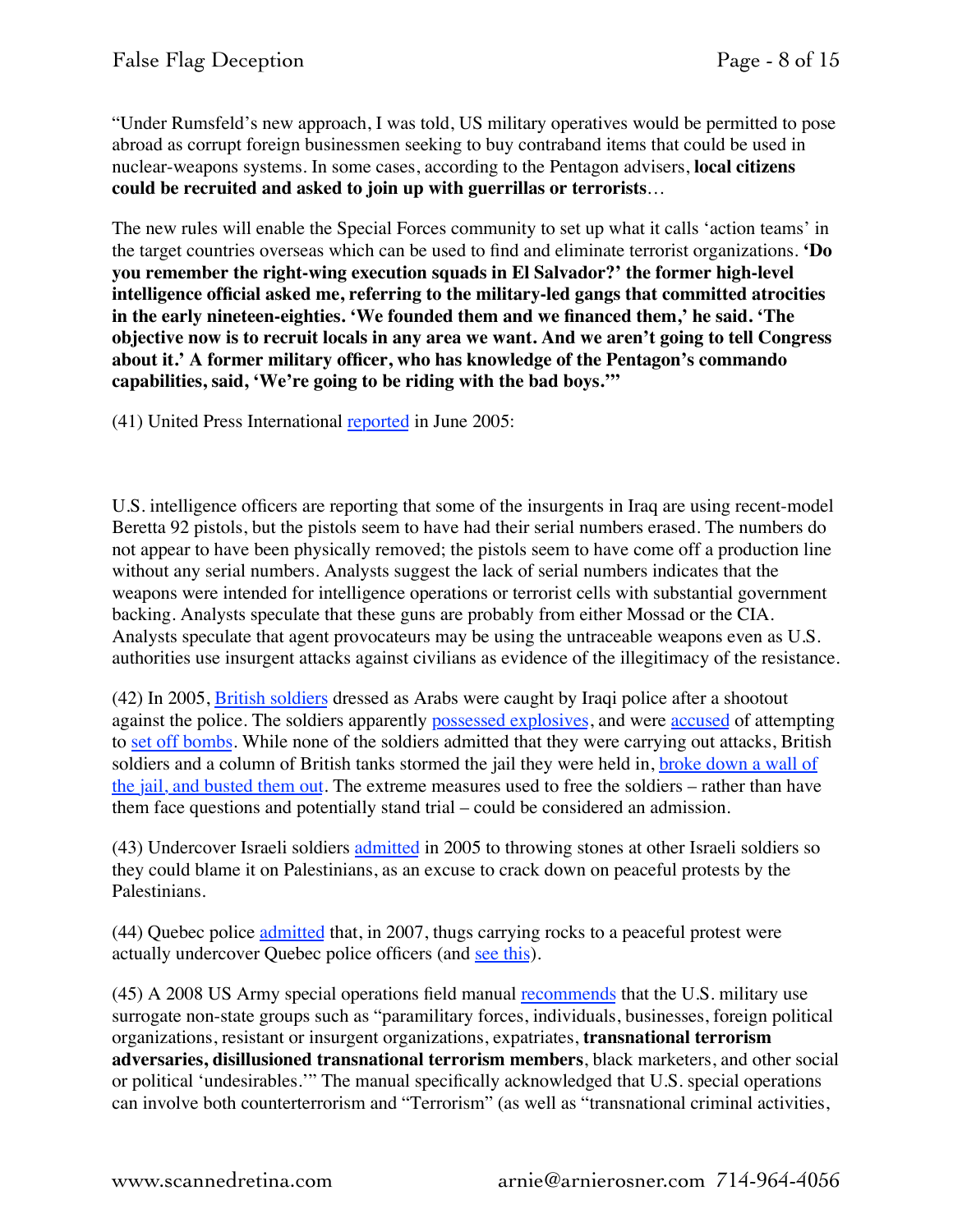"Under Rumsfeld's new approach, I was told, US military operatives would be permitted to pose abroad as corrupt foreign businessmen seeking to buy contraband items that could be used in nuclear-weapons systems. In some cases, according to the Pentagon advisers, **local citizens could be recruited and asked to join up with guerrillas or terrorists**…

The new rules will enable the Special Forces community to set up what it calls 'action teams' in the target countries overseas which can be used to find and eliminate terrorist organizations. **'Do you remember the right-wing execution squads in El Salvador?' the former high-level intelligence official asked me, referring to the military-led gangs that committed atrocities in the early nineteen-eighties. 'We founded them and we financed them,' he said. 'The objective now is to recruit locals in any area we want. And we aren't going to tell Congress about it.' A former military officer, who has knowledge of the Pentagon's commando capabilities, said, 'We're going to be riding with the bad boys.'"**

(41) United Press International reported in June 2005:

U.S. intelligence officers are reporting that some of the insurgents in Iraq are using recent-model Beretta 92 pistols, but the pistols seem to have had their serial numbers erased. The numbers do not appear to have been physically removed; the pistols seem to have come off a production line without any serial numbers. Analysts suggest the lack of serial numbers indicates that the weapons were intended for intelligence operations or terrorist cells with substantial government backing. Analysts speculate that these guns are probably from either Mossad or the CIA. Analysts speculate that agent provocateurs may be using the untraceable weapons even as U.S. authorities use insurgent attacks against civilians as evidence of the illegitimacy of the resistance.

(42) In 2005, British soldiers dressed as Arabs were caught by Iraqi police after a shootout against the police. The soldiers apparently possessed explosives, and were accused of attempting to set off bombs. While none of the soldiers admitted that they were carrying out attacks, British soldiers and a column of British tanks stormed the jail they were held in, broke down a wall of the jail, and busted them out. The extreme measures used to free the soldiers – rather than have them face questions and potentially stand trial – could be considered an admission.

(43) Undercover Israeli soldiers admitted in 2005 to throwing stones at other Israeli soldiers so they could blame it on Palestinians, as an excuse to crack down on peaceful protests by the Palestinians.

(44) Quebec police admitted that, in 2007, thugs carrying rocks to a peaceful protest were actually undercover Quebec police officers (and see this).

(45) A 2008 US Army special operations field manual recommends that the U.S. military use surrogate non-state groups such as "paramilitary forces, individuals, businesses, foreign political organizations, resistant or insurgent organizations, expatriates, **transnational terrorism adversaries, disillusioned transnational terrorism members**, black marketers, and other social or political 'undesirables.'" The manual specifically acknowledged that U.S. special operations can involve both counterterrorism and "Terrorism" (as well as "transnational criminal activities,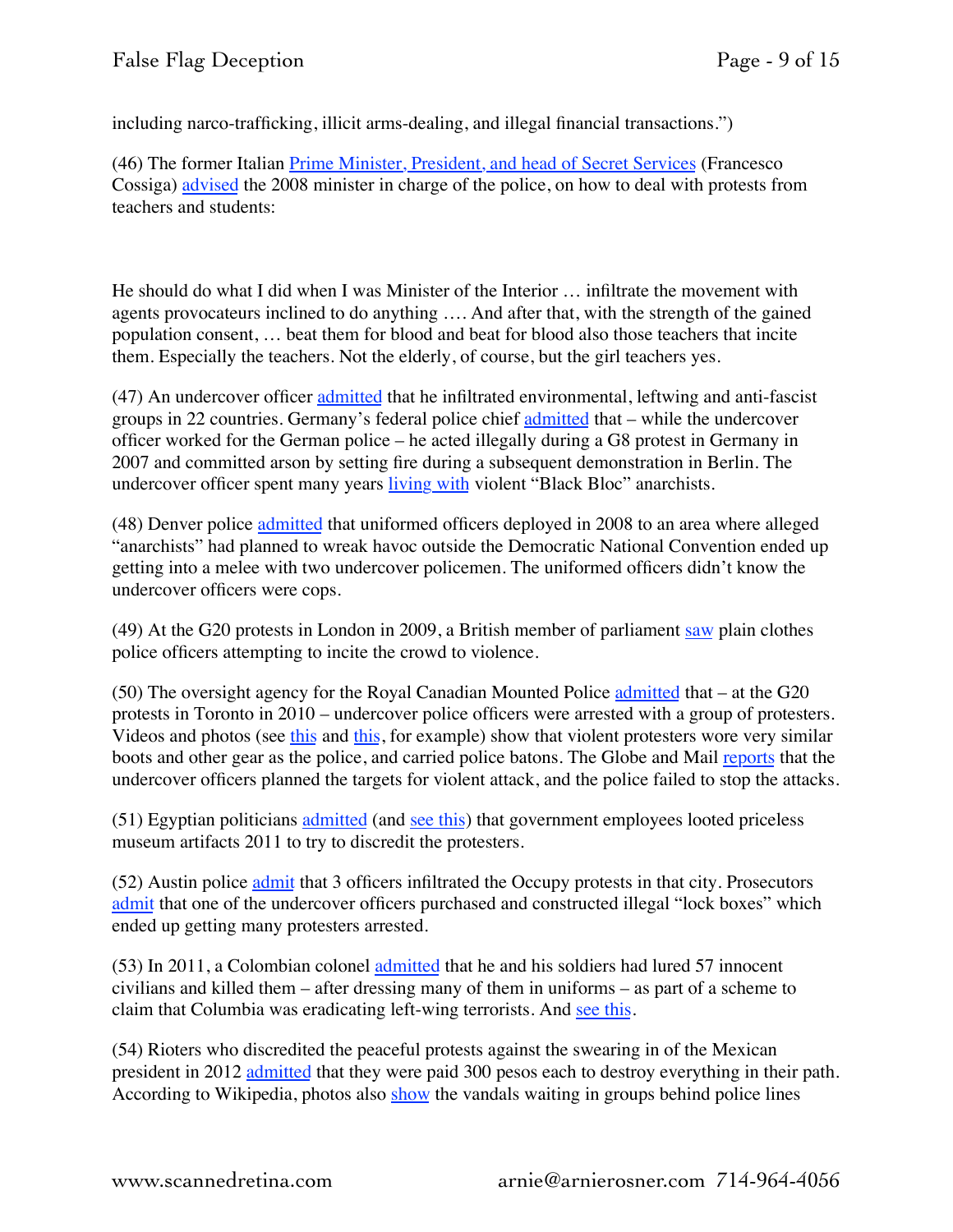including narco-trafficking, illicit arms-dealing, and illegal financial transactions.")

(46) The former Italian Prime Minister, President, and head of Secret Services (Francesco Cossiga) advised the 2008 minister in charge of the police, on how to deal with protests from teachers and students:

He should do what I did when I was Minister of the Interior … infiltrate the movement with agents provocateurs inclined to do anything …. And after that, with the strength of the gained population consent, … beat them for blood and beat for blood also those teachers that incite them. Especially the teachers. Not the elderly, of course, but the girl teachers yes.

(47) An undercover officer admitted that he infiltrated environmental, leftwing and anti-fascist groups in 22 countries. Germany's federal police chief admitted that – while the undercover officer worked for the German police – he acted illegally during a G8 protest in Germany in 2007 and committed arson by setting fire during a subsequent demonstration in Berlin. The undercover officer spent many years living with violent "Black Bloc" anarchists.

(48) Denver police admitted that uniformed officers deployed in 2008 to an area where alleged "anarchists" had planned to wreak havoc outside the Democratic National Convention ended up getting into a melee with two undercover policemen. The uniformed officers didn't know the undercover officers were cops.

(49) At the G20 protests in London in 2009, a British member of parliament saw plain clothes police officers attempting to incite the crowd to violence.

(50) The oversight agency for the Royal Canadian Mounted Police admitted that – at the G20 protests in Toronto in 2010 – undercover police officers were arrested with a group of protesters. Videos and photos (see this and this, for example) show that violent protesters wore very similar boots and other gear as the police, and carried police batons. The Globe and Mail reports that the undercover officers planned the targets for violent attack, and the police failed to stop the attacks.

(51) Egyptian politicians admitted (and see this) that government employees looted priceless museum artifacts 2011 to try to discredit the protesters.

(52) Austin police admit that 3 officers infiltrated the Occupy protests in that city. Prosecutors admit that one of the undercover officers purchased and constructed illegal "lock boxes" which ended up getting many protesters arrested.

(53) In 2011, a Colombian colonel admitted that he and his soldiers had lured 57 innocent civilians and killed them – after dressing many of them in uniforms – as part of a scheme to claim that Columbia was eradicating left-wing terrorists. And see this.

(54) Rioters who discredited the peaceful protests against the swearing in of the Mexican president in 2012 admitted that they were paid 300 pesos each to destroy everything in their path. According to Wikipedia, photos also show the vandals waiting in groups behind police lines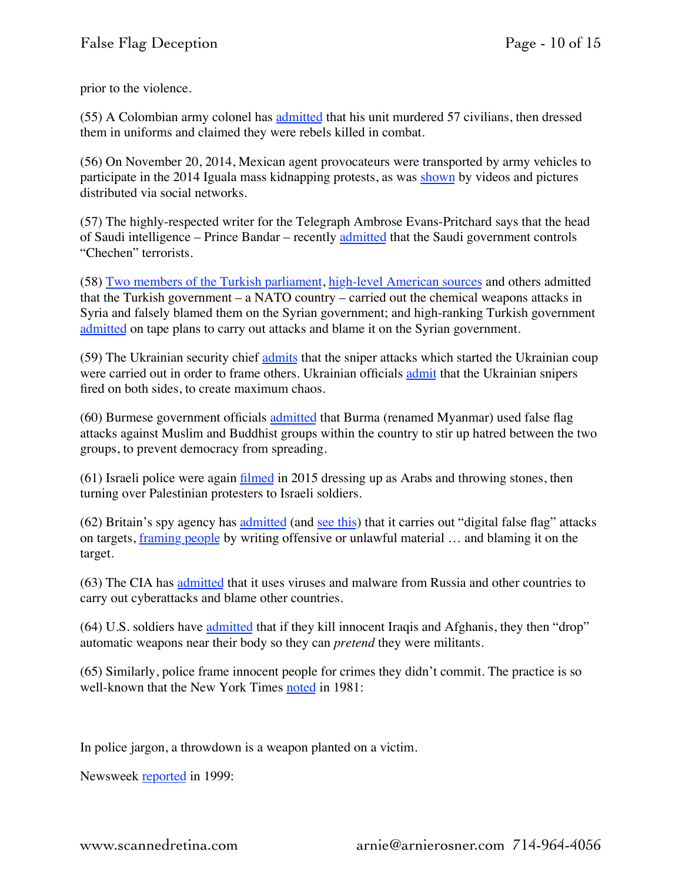prior to the violence.

(55) A Colombian army colonel has admitted that his unit murdered 57 civilians, then dressed them in uniforms and claimed they were rebels killed in combat.

(56) On November 20, 2014, Mexican agent provocateurs were transported by army vehicles to participate in the 2014 Iguala mass kidnapping protests, as was shown by videos and pictures distributed via social networks.

(57) The highly-respected writer for the Telegraph Ambrose Evans-Pritchard says that the head of Saudi intelligence – Prince Bandar – recently admitted that the Saudi government controls "Chechen" terrorists.

(58) Two members of the Turkish parliament, high-level American sources and others admitted that the Turkish government – a NATO country – carried out the chemical weapons attacks in Syria and falsely blamed them on the Syrian government; and high-ranking Turkish government admitted on tape plans to carry out attacks and blame it on the Syrian government.

(59) The Ukrainian security chief admits that the sniper attacks which started the Ukrainian coup were carried out in order to frame others. Ukrainian officials admit that the Ukrainian snipers fired on both sides, to create maximum chaos.

(60) Burmese government officials admitted that Burma (renamed Myanmar) used false flag attacks against Muslim and Buddhist groups within the country to stir up hatred between the two groups, to prevent democracy from spreading.

(61) Israeli police were again filmed in 2015 dressing up as Arabs and throwing stones, then turning over Palestinian protesters to Israeli soldiers.

(62) Britain's spy agency has admitted (and see this) that it carries out "digital false flag" attacks on targets, framing people by writing offensive or unlawful material … and blaming it on the target.

(63) The CIA has admitted that it uses viruses and malware from Russia and other countries to carry out cyberattacks and blame other countries.

(64) U.S. soldiers have admitted that if they kill innocent Iraqis and Afghanis, they then "drop" automatic weapons near their body so they can *pretend* they were militants.

(65) Similarly, police frame innocent people for crimes they didn't commit. The practice is so well-known that the New York Times noted in 1981:

In police jargon, a throwdown is a weapon planted on a victim.

Newsweek reported in 1999: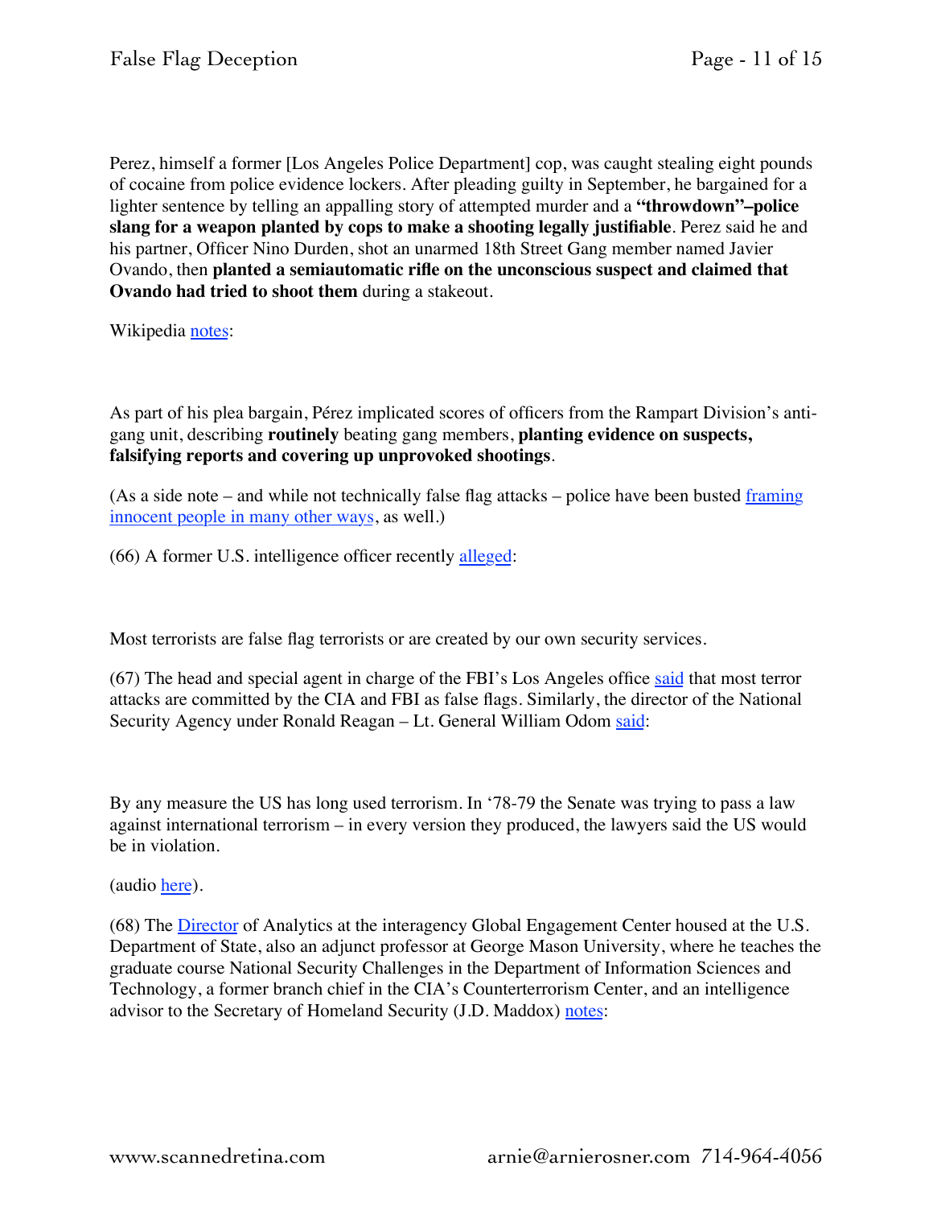Perez, himself a former [Los Angeles Police Department] cop, was caught stealing eight pounds of cocaine from police evidence lockers. After pleading guilty in September, he bargained for a lighter sentence by telling an appalling story of attempted murder and a **"throwdown"–police slang for a weapon planted by cops to make a shooting legally justifiable**. Perez said he and his partner, Officer Nino Durden, shot an unarmed 18th Street Gang member named Javier Ovando, then **planted a semiautomatic rifle on the unconscious suspect and claimed that Ovando had tried to shoot them** during a stakeout.

Wikipedia notes:

As part of his plea bargain, Pérez implicated scores of officers from the Rampart Division's anti-gang unit, describing **routinely** beating gang members, **planting evidence on suspects, falsifying reports and covering up unprovoked shootings**.

(As a side note – and while not technically false flag attacks – police have been busted framing innocent people in many other ways, as well.)

(66) A former U.S. intelligence officer recently alleged:

Most terrorists are false flag terrorists or are created by our own security services.

(67) The head and special agent in charge of the FBI's Los Angeles office said that most terror attacks are committed by the CIA and FBI as false flags. Similarly, the director of the National Security Agency under Ronald Reagan – Lt. General William Odom said:

By any measure the US has long used terrorism. In '78-79 the Senate was trying to pass a law against international terrorism – in every version they produced, the lawyers said the US would be in violation.

(audio here).

(68) The Director of Analytics at the interagency Global Engagement Center housed at the U.S. Department of State, also an adjunct professor at George Mason University, where he teaches the graduate course National Security Challenges in the Department of Information Sciences and Technology, a former branch chief in the CIA's Counterterrorism Center, and an intelligence advisor to the Secretary of Homeland Security (J.D. Maddox) notes: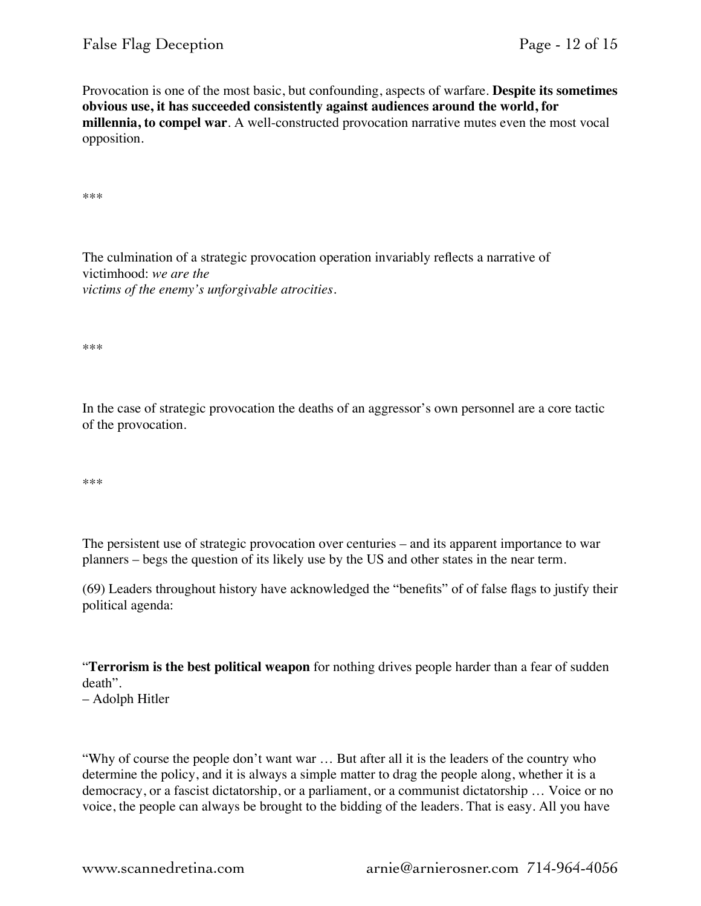Provocation is one of the most basic, but confounding, aspects of warfare. **Despite its sometimes obvious use, it has succeeded consistently against audiences around the world, for millennia, to compel war**. A well-constructed provocation narrative mutes even the most vocal opposition.

***

The culmination of a strategic provocation operation invariably reflects a narrative of victimhood: *we are the victims of the enemy's unforgivable atrocities*.

***

In the case of strategic provocation the deaths of an aggressor's own personnel are a core tactic of the provocation.

***

The persistent use of strategic provocation over centuries – and its apparent importance to war planners – begs the question of its likely use by the US and other states in the near term.

(69) Leaders throughout history have acknowledged the "benefits" of of false flags to justify their political agenda:

"**Terrorism is the best political weapon** for nothing drives people harder than a fear of sudden death".
– Adolph Hitler

"Why of course the people don't want war … But after all it is the leaders of the country who determine the policy, and it is always a simple matter to drag the people along, whether it is a democracy, or a fascist dictatorship, or a parliament, or a communist dictatorship … Voice or no voice, the people can always be brought to the bidding of the leaders. That is easy. All you have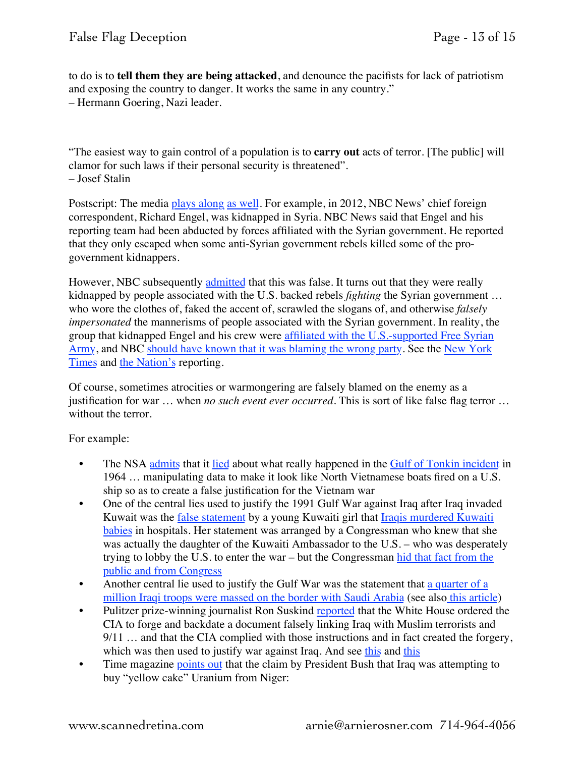to do is to **tell them they are being attacked**, and denounce the pacifists for lack of patriotism and exposing the country to danger. It works the same in any country."
– Hermann Goering, Nazi leader.

"The easiest way to gain control of a population is to **carry out** acts of terror. [The public] will clamor for such laws if their personal security is threatened".
– Josef Stalin

Postscript: The media plays along as well. For example, in 2012, NBC News' chief foreign correspondent, Richard Engel, was kidnapped in Syria. NBC News said that Engel and his reporting team had been abducted by forces affiliated with the Syrian government. He reported that they only escaped when some anti-Syrian government rebels killed some of the pro-government kidnappers.

However, NBC subsequently admitted that this was false. It turns out that they were really kidnapped by people associated with the U.S. backed rebels *fighting* the Syrian government … who wore the clothes of, faked the accent of, scrawled the slogans of, and otherwise *falsely impersonated* the mannerisms of people associated with the Syrian government. In reality, the group that kidnapped Engel and his crew were affiliated with the U.S.-supported Free Syrian Army, and NBC should have known that it was blaming the wrong party. See the New York Times and the Nation's reporting.

Of course, sometimes atrocities or warmongering are falsely blamed on the enemy as a justification for war … when *no such event ever occurred*. This is sort of like false flag terror … without the terror.

For example:

- The NSA admits that it lied about what really happened in the Gulf of Tonkin incident in 1964 … manipulating data to make it look like North Vietnamese boats fired on a U.S. ship so as to create a false justification for the Vietnam war
- One of the central lies used to justify the 1991 Gulf War against Iraq after Iraq invaded Kuwait was the false statement by a young Kuwaiti girl that Iraqis murdered Kuwaiti babies in hospitals. Her statement was arranged by a Congressman who knew that she was actually the daughter of the Kuwaiti Ambassador to the U.S. – who was desperately trying to lobby the U.S. to enter the war – but the Congressman hid that fact from the public and from Congress
- Another central lie used to justify the Gulf War was the statement that a quarter of a million Iraqi troops were massed on the border with Saudi Arabia (see also this article)
- Pulitzer prize-winning journalist Ron Suskind reported that the White House ordered the CIA to forge and backdate a document falsely linking Iraq with Muslim terrorists and 9/11 … and that the CIA complied with those instructions and in fact created the forgery, which was then used to justify war against Iraq. And see this and this
- Time magazine points out that the claim by President Bush that Iraq was attempting to buy "yellow cake" Uranium from Niger: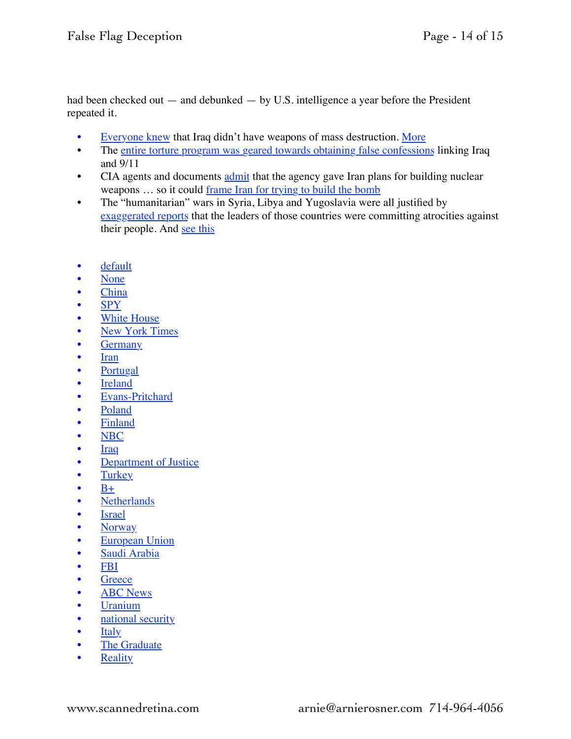had been checked out — and debunked — by U.S. intelligence a year before the President repeated it.

- Everyone knew that Iraq didn't have weapons of mass destruction. More
- The entire torture program was geared towards obtaining false confessions linking Iraq and 9/11
- CIA agents and documents admit that the agency gave Iran plans for building nuclear weapons … so it could frame Iran for trying to build the bomb
- The "humanitarian" wars in Syria, Libya and Yugoslavia were all justified by exaggerated reports that the leaders of those countries were committing atrocities against their people. And see this

- default
- None
- China
- SPY
- White House
- New York Times
- Germany
- Iran
- Portugal
- Ireland
- Evans-Pritchard
- Poland
- Finland
- NBC
- Iraq
- Department of Justice
- Turkey
- B+
- Netherlands
- Israel
- Norway
- European Union
- Saudi Arabia
- FBI
- Greece
- ABC News
- Uranium
- national security
- Italy
- The Graduate
- Reality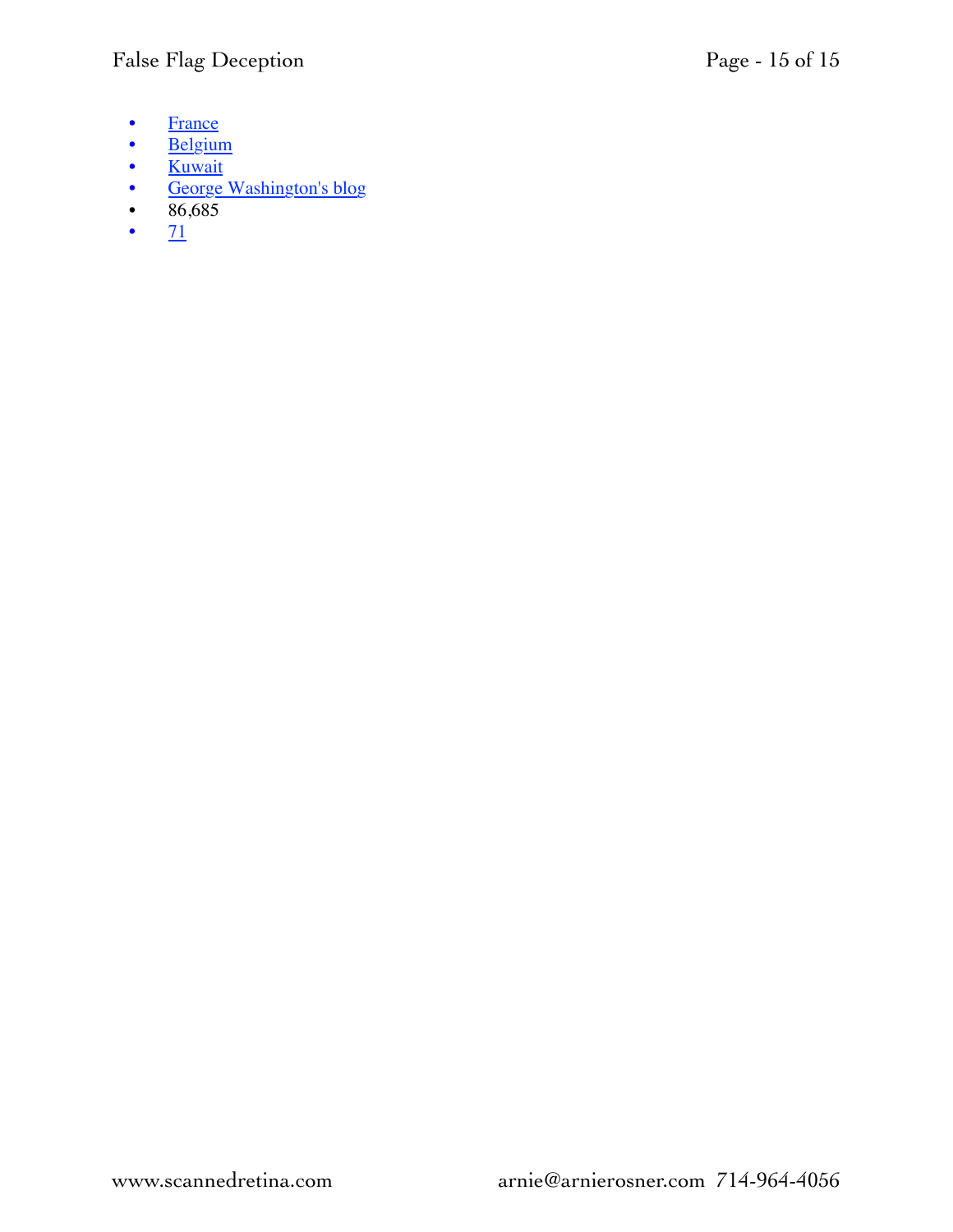- France
- Belgium
- Kuwait
- George Washington's blog
- 86,685
- 71